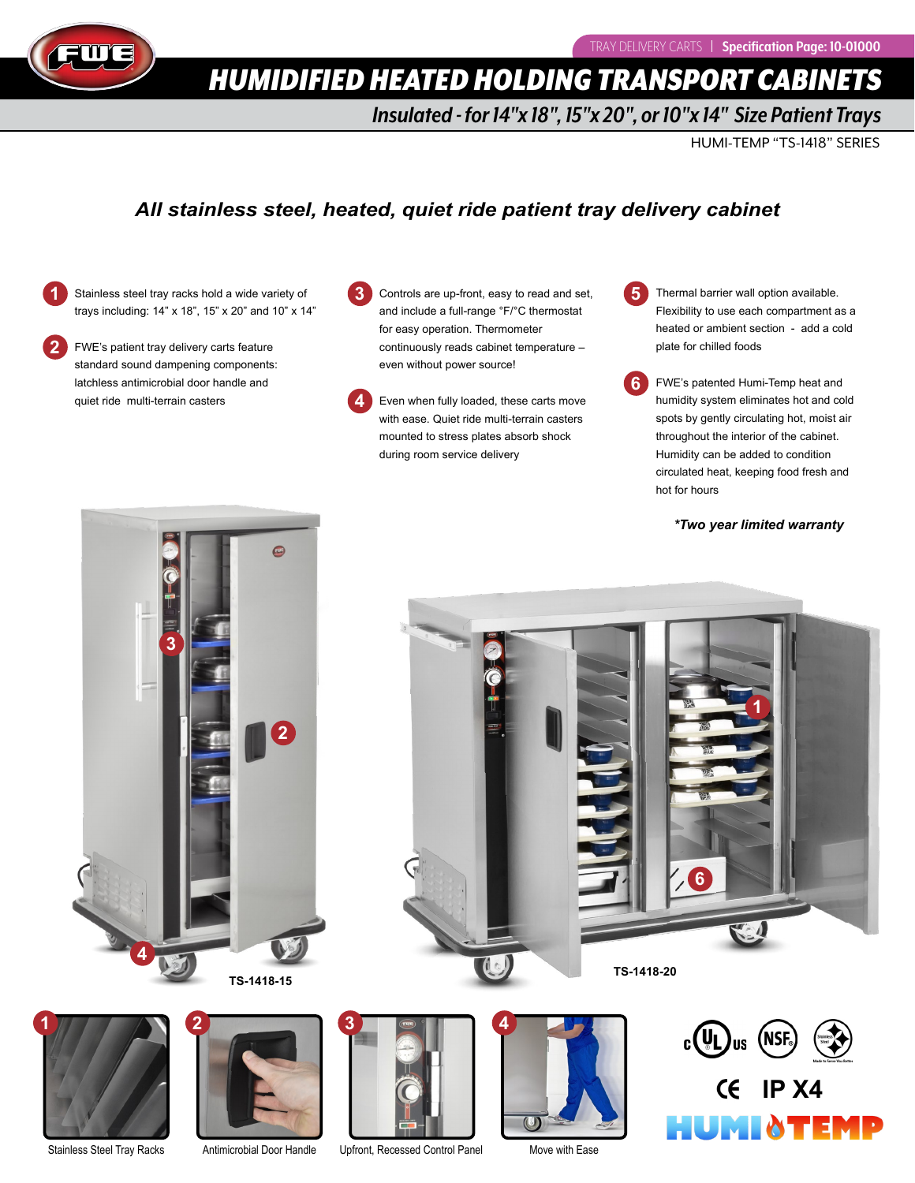TRAY DELIVERY CARTS | **Specification Page: 10-01000**

# HUMIDIFIED HEATED HOLDING TRANSPORT CABINETS

## Insulated - for 14"x 18", 15"x 20", or 10"x 14" Size Patient Trays

HUMI-TEMP "TS-1418" SERIES

### *All stainless steel, heated, quiet ride patient tray delivery cabinet*

1. Stainless steel tray racks hold a wide variety of trays including: 14" x 18", 15" x 20" and 10" x 14"
2. FWE's patient tray delivery carts feature standard sound dampening components: latchless antimicrobial door handle and quiet ride multi-terrain casters
3. Controls are up-front, easy to read and set, and include a full-range °F/°C thermostat for easy operation. Thermometer continuously reads cabinet temperature – even without power source!
4. Even when fully loaded, these carts move with ease. Quiet ride multi-terrain casters mounted to stress plates absorb shock during room service delivery
5. Thermal barrier wall option available. Flexibility to use each compartment as a heated or ambient section - add a cold plate for chilled foods
6. FWE's patented Humi-Temp heat and humidity system eliminates hot and cold spots by gently circulating hot, moist air throughout the interior of the cabinet. Humidity can be added to condition circulated heat, keeping food fresh and hot for hours

***Two year limited warranty**

TS-1418-15

TS-1418-20

1 Stainless Steel Tray Racks

2 Antimicrobial Door Handle

3 Upfront, Recessed Control Panel

4 Move with Ease

c UL us NSF Stainless Steel CE IP X4

HUMI TEMP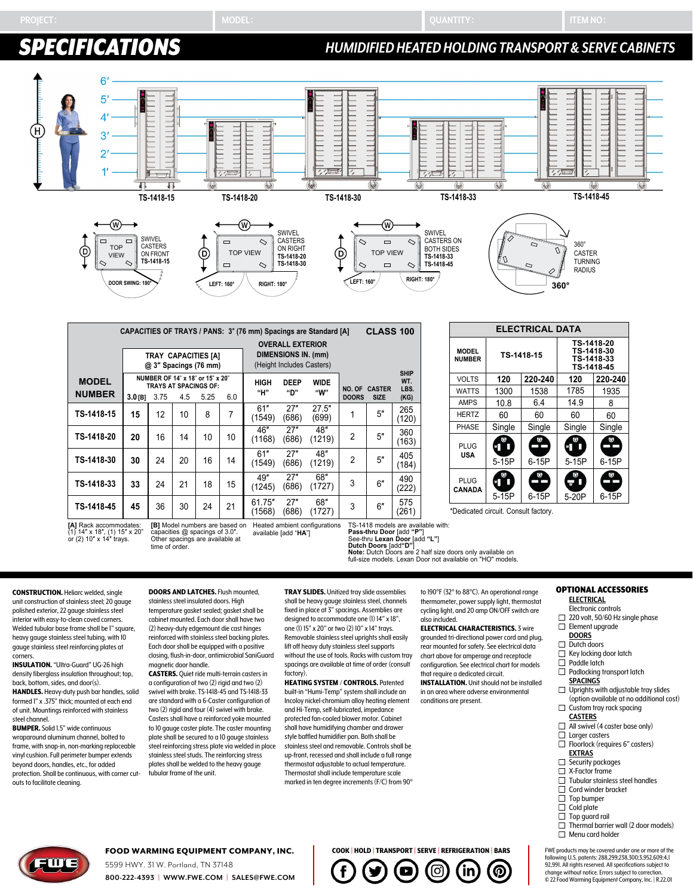PROJECT: | MODEL: | QUANTITY: | ITEM NO:

# SPECIFICATIONS

## HUMIDIFIED HEATED HOLDING TRANSPORT & SERVE CABINETS

6′
5′
4′
3′
2′
1′
H

TS-1418-15 TS-1418-20 TS-1418-30 TS-1418-33 TS-1418-45

W
D
TOP VIEW
SWIVEL CASTERS ON FRONT TS-1418-15
DOOR SWING: 180°

W
D
TOP VIEW
SWIVEL CASTERS ON RIGHT TS-1418-20 TS-1418-30
LEFT: 160° RIGHT: 180°

W
D
TOP VIEW
SWIVEL CASTERS ON BOTH SIDES TS-1418-33 TS-1418-45
LEFT: 160° RIGHT: 180°

360° CASTER TURNING RADIUS
360°

### CAPACITIES OF TRAYS / PANS: 3″ (76 mm) Spacings are Standard [A] — CLASS 100

| MODEL NUMBER | TRAY CAPACITIES [A] @ 3″ Spacings (76 mm) | NUMBER OF 14″ x 18″ or 15″ x 20″ TRAYS AT SPACINGS OF: | | | | OVERALL EXTERIOR DIMENSIONS IN. (mm) (Height Includes Casters) | | | | | |
|---|---|---|---|---|---|---|---|---|---|---|---|
| | 3.0 [B] | 3.75 | 4.5 | 5.25 | 6.0 | HIGH "H" | DEEP "D" | WIDE "W" | NO. OF DOORS | CASTER SIZE | SHIP WT. LBS. (KG) |
| TS-1418-15 | 15 | 12 | 10 | 8 | 7 | 61″ (1549) | 27″ (686) | 27.5″ (699) | 1 | 5″ | 265 (120) |
| TS-1418-20 | 20 | 16 | 14 | 10 | 10 | 46″ (1168) | 27″ (686) | 48″ (1219) | 2 | 5″ | 360 (163) |
| TS-1418-30 | 30 | 24 | 20 | 16 | 14 | 61″ (1549) | 27″ (686) | 48″ (1219) | 2 | 5″ | 405 (184) |
| TS-1418-33 | 33 | 24 | 21 | 18 | 15 | 49″ (1245) | 27″ (686) | 68″ (1727) | 3 | 6″ | 490 (222) |
| TS-1418-45 | 45 | 36 | 30 | 24 | 21 | 61.75″ (1568) | 27″ (686) | 68″ (1727) | 3 | 6″ | 575 (261) |

**[A]** Rack accommodates: (1) 14″ x 18″, (1) 15″ x 20″ or (2) 10″ x 14″ trays.

**[B]** Model numbers are based on capacities @ spacings of 3.0″. Other spacings are available at time of order.

Heated ambient configurations available [add "**HA**"]

TS-1418 models are available with:
**Pass-thru Door** [add **"P"**]
See-thru **Lexan Door** [add **"L"**]
**Dutch Doors** [add **"D"**]
**Note:** Dutch Doors are 2 half size doors only available on full-size models. Lexan Door not available on "HO" models.

### ELECTRICAL DATA

| MODEL NUMBER | TS-1418-15 | | TS-1418-20 TS-1418-30 TS-1418-33 TS-1418-45 | |
|---|---|---|---|---|
| VOLTS | 120 | 220-240 | 120 | 220-240 |
| WATTS | 1300 | 1538 | 1785 | 1935 |
| AMPS | 10.8 | 6.4 | 14.9 | 8 |
| HERTZ | 60 | 60 | 60 | 60 |
| PHASE | Single | Single | Single | Single |
| PLUG USA | 5-15P | 6-15P | 5-15P | 6-15P |
| PLUG CANADA | 5-15P | 6-15P | 5-20P | 6-15P |

*Dedicated circuit. Consult factory.

**CONSTRUCTION.** Heliarc welded, single unit construction of stainless steel; 20 gauge polished exterior, 22 gauge stainless steel interior with easy-to-clean coved corners. Welded tubular base frame shall be 1″ square, heavy gauge stainless steel tubing, with 10 gauge stainless steel reinforcing plates at corners.

**INSULATION.** "Ultra-Guard" UG-26 high density fiberglass insulation throughout; top, back, bottom, sides, and door(s).

**HANDLES.** Heavy-duty push bar handles, solid formed 1″ x .375″ thick; mounted at each end of unit. Mountings reinforced with stainless steel channel.

**BUMPER.** Solid 1.5″ wide continuous wraparound aluminum channel, bolted to frame, with snap-in, non-marking replaceable vinyl cushion. Full perimeter bumper extends beyond doors, handles, etc., for added protection. Shall be continuous, with corner cut-outs to facilitate cleaning.

**DOORS AND LATCHES.** Flush mounted, stainless steel insulated doors. High temperature gasket sealed; gasket shall be cabinet mounted. Each door shall have two (2) heavy-duty edgemount die cast hinges reinforced with stainless steel backing plates. Each door shall be equipped with a positive closing, flush-in-door, antimicrobial SaniGuard magnetic door handle.

**CASTERS.** Quiet ride multi-terrain casters in a configuration of two (2) rigid and two (2) swivel with brake. TS-1418-45 and TS-1418-33 are standard with a 6-Caster configuration of two (2) rigid and four (4) swivel with brake. Casters shall have a reinforced yoke mounted to 10 gauge caster plate. The caster mounting plate shall be secured to a 10 gauge stainless steel reinforcing stress plate via welded in place stainless steel studs. The reinforcing stress plates shall be welded to the heavy gauge tubular frame of the unit.

**TRAY SLIDES.** Unitized tray slide assemblies shall be heavy gauge stainless steel, channels fixed in place at 3″ spacings. Assemblies are designed to accommodate one (1) 14″ x 18″, one (1) 15″ x 20″ or two (2) 10″ x 14″ trays. Removable stainless steel uprights shall easily lift off heavy duty stainless steel supports without the use of tools. Racks with custom tray spacings are available at time of order (consult factory).

**HEATING SYSTEM / CONTROLS.** Patented built-in "Humi-Temp" system shall include an Incoloy nickel-chromium alloy heating element and Hi-Temp, self-lubricated, impedance protected fan-cooled blower motor. Cabinet shall have humidifying chamber and drawer style baffled humidifier pan. Both shall be stainless steel and removable. Controls shall be up-front, recessed and shall include a full range thermostat adjustable to actual temperature. Thermostat shall include temperature scale marked in ten degree increments (F/C) from 90° to 190°F (32° to 88°C). An operational range thermometer, power supply light, thermostat cycling light, and 20 amp ON/OFF switch are also included.

**ELECTRICAL CHARACTERISTICS.** 3 wire grounded tri-directional power cord and plug, rear mounted for safety. See electrical data chart above for amperage and receptacle configuration. See electrical chart for models that require a dedicated circuit.

**INSTALLATION.** Unit should not be installed in an area where adverse environmental conditions are present.

## OPTIONAL ACCESSORIES

**ELECTRICAL**
Electronic controls
- ☐ 220 volt, 50/60 Hz single phase
- ☐ Element upgrade

**DOORS**
- ☐ Dutch doors
- ☐ Key locking door latch
- ☐ Paddle latch
- ☐ Padlocking transport latch

**SPACINGS**
- ☐ Uprights with adjustable tray slides (option available at no additional cost)
- ☐ Custom tray rack spacing

**CASTERS**
- ☐ All swivel (4 caster base only)
- ☐ Larger casters
- ☐ Floorlock (requires 6″ casters)

**EXTRAS**
- ☐ Security packages
- ☐ X-Factor frame
- ☐ Tubular stainless steel handles
- ☐ Cord winder bracket
- ☐ Top bumper
- ☐ Cold plate
- ☐ Top guard rail
- ☐ Thermal barrier wall (2 door models)
- ☐ Menu card holder

**FOOD WARMING EQUIPMENT COMPANY, INC.**
5599 HWY. 31 W. Portland, TN 37148
800-222-4393 | WWW.FWE.COM | SALES@FWE.COM

COOK | HOLD | TRANSPORT | SERVE | REFRIGERATION | BARS

FWE products may be covered under one or more of the following U.S. patents: 288,299;238,300;3,952,609;4,192,991. All rights reserved. All specifications subject to change without notice. Errors subject to correction. © 22 Food Warming Equipment Company, Inc. | R.22.01